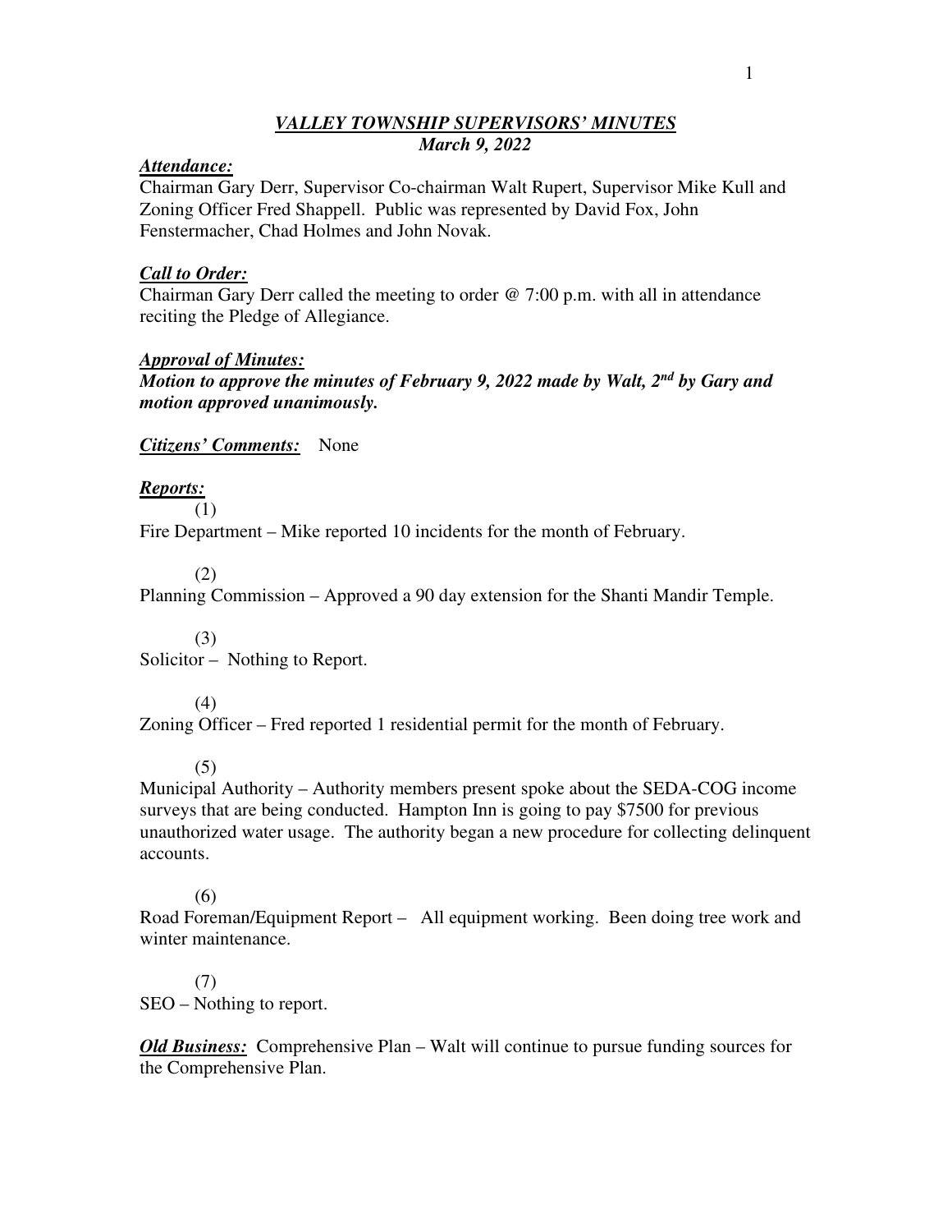# *VALLEY TOWNSHIP SUPERVISORS' MINUTES*
## *March 9, 2022*

***Attendance:***
Chairman Gary Derr, Supervisor Co-chairman Walt Rupert, Supervisor Mike Kull and Zoning Officer Fred Shappell. Public was represented by David Fox, John Fenstermacher, Chad Holmes and John Novak.

***Call to Order:***
Chairman Gary Derr called the meeting to order @ 7:00 p.m. with all in attendance reciting the Pledge of Allegiance.

***Approval of Minutes:***
***Motion to approve the minutes of February 9, 2022 made by Walt, 2nd by Gary and motion approved unanimously.***

***Citizens' Comments:*** None

***Reports:***

(1)
Fire Department – Mike reported 10 incidents for the month of February.

(2)
Planning Commission – Approved a 90 day extension for the Shanti Mandir Temple.

(3)
Solicitor – Nothing to Report.

(4)
Zoning Officer – Fred reported 1 residential permit for the month of February.

(5)
Municipal Authority – Authority members present spoke about the SEDA-COG income surveys that are being conducted. Hampton Inn is going to pay $7500 for previous unauthorized water usage. The authority began a new procedure for collecting delinquent accounts.

(6)
Road Foreman/Equipment Report – All equipment working. Been doing tree work and winter maintenance.

(7)
SEO – Nothing to report.

***Old Business:*** Comprehensive Plan – Walt will continue to pursue funding sources for the Comprehensive Plan.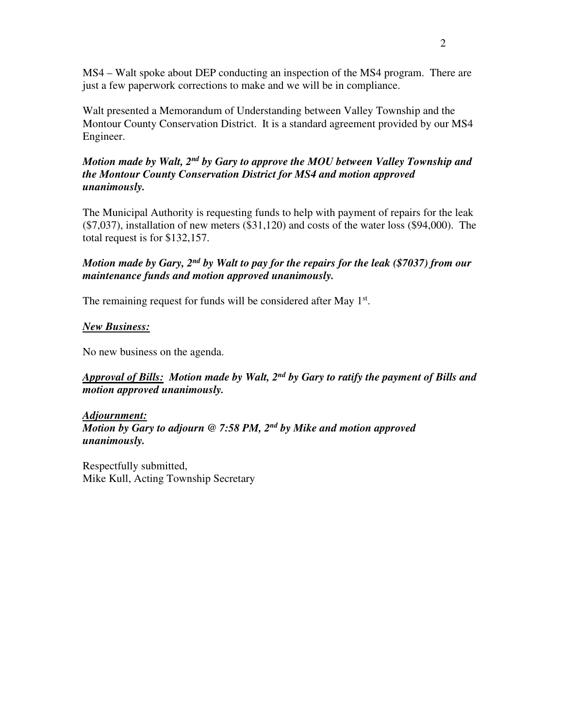MS4 – Walt spoke about DEP conducting an inspection of the MS4 program. There are just a few paperwork corrections to make and we will be in compliance.

Walt presented a Memorandum of Understanding between Valley Township and the Montour County Conservation District. It is a standard agreement provided by our MS4 Engineer.

***Motion made by Walt, 2nd by Gary to approve the MOU between Valley Township and the Montour County Conservation District for MS4 and motion approved unanimously.***

The Municipal Authority is requesting funds to help with payment of repairs for the leak ($7,037), installation of new meters ($31,120) and costs of the water loss ($94,000). The total request is for $132,157.

***Motion made by Gary, 2nd by Walt to pay for the repairs for the leak ($7037) from our maintenance funds and motion approved unanimously.***

The remaining request for funds will be considered after May 1st.

***<u>New Business:</u>***

No new business on the agenda.

***<u>Approval of Bills:</u> Motion made by Walt, 2nd by Gary to ratify the payment of Bills and motion approved unanimously.***

***<u>Adjournment:</u>***
***Motion by Gary to adjourn @ 7:58 PM, 2nd by Mike and motion approved unanimously.***

Respectfully submitted,
Mike Kull, Acting Township Secretary